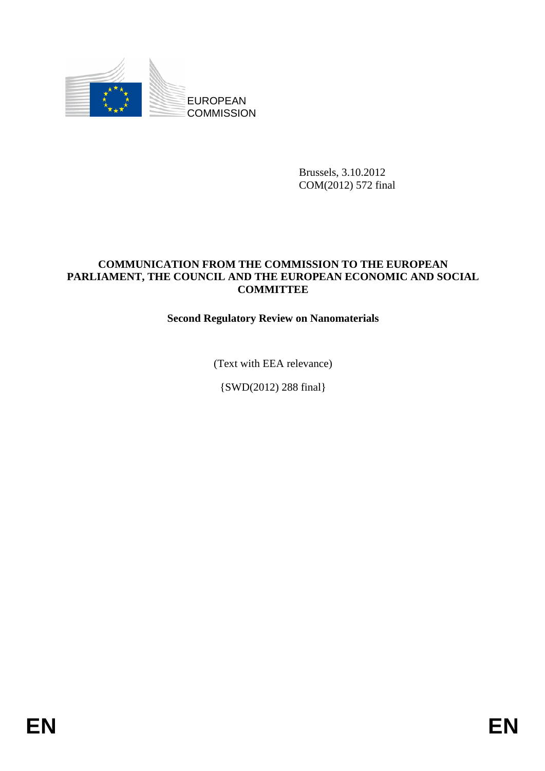EUROPEAN
COMMISSION

Brussels, 3.10.2012
COM(2012) 572 final

**COMMUNICATION FROM THE COMMISSION TO THE EUROPEAN PARLIAMENT, THE COUNCIL AND THE EUROPEAN ECONOMIC AND SOCIAL COMMITTEE**

# Second Regulatory Review on Nanomaterials

(Text with EEA relevance)

{SWD(2012) 288 final}

EN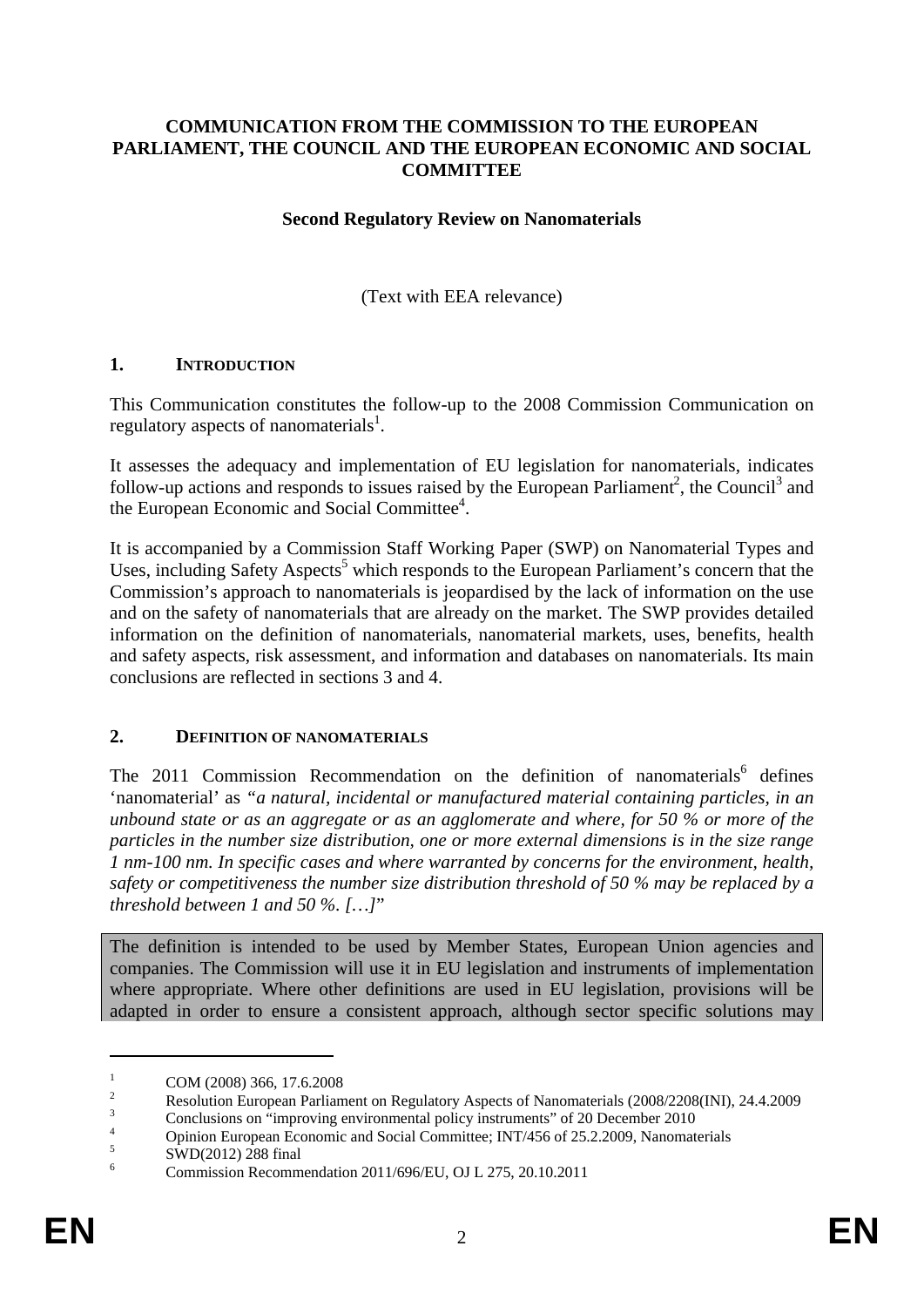**COMMUNICATION FROM THE COMMISSION TO THE EUROPEAN PARLIAMENT, THE COUNCIL AND THE EUROPEAN ECONOMIC AND SOCIAL COMMITTEE**

**Second Regulatory Review on Nanomaterials**

(Text with EEA relevance)

## 1. INTRODUCTION

This Communication constitutes the follow-up to the 2008 Commission Communication on regulatory aspects of nanomaterials[1].

It assesses the adequacy and implementation of EU legislation for nanomaterials, indicates follow-up actions and responds to issues raised by the European Parliament[2], the Council[3] and the European Economic and Social Committee[4].

It is accompanied by a Commission Staff Working Paper (SWP) on Nanomaterial Types and Uses, including Safety Aspects[5] which responds to the European Parliament's concern that the Commission's approach to nanomaterials is jeopardised by the lack of information on the use and on the safety of nanomaterials that are already on the market. The SWP provides detailed information on the definition of nanomaterials, nanomaterial markets, uses, benefits, health and safety aspects, risk assessment, and information and databases on nanomaterials. Its main conclusions are reflected in sections 3 and 4.

## 2. DEFINITION OF NANOMATERIALS

The 2011 Commission Recommendation on the definition of nanomaterials[6] defines 'nanomaterial' as *"a natural, incidental or manufactured material containing particles, in an unbound state or as an aggregate or as an agglomerate and where, for 50 % or more of the particles in the number size distribution, one or more external dimensions is in the size range 1 nm-100 nm. In specific cases and where warranted by concerns for the environment, health, safety or competitiveness the number size distribution threshold of 50 % may be replaced by a threshold between 1 and 50 %. […]"*

The definition is intended to be used by Member States, European Union agencies and companies. The Commission will use it in EU legislation and instruments of implementation where appropriate. Where other definitions are used in EU legislation, provisions will be adapted in order to ensure a consistent approach, although sector specific solutions may

---

[1] COM (2008) 366, 17.6.2008

[2] Resolution European Parliament on Regulatory Aspects of Nanomaterials (2008/2208(INI), 24.4.2009

[3] Conclusions on "improving environmental policy instruments" of 20 December 2010

[4] Opinion European Economic and Social Committee; INT/456 of 25.2.2009, Nanomaterials

[5] SWD(2012) 288 final

[6] Commission Recommendation 2011/696/EU, OJ L 275, 20.10.2011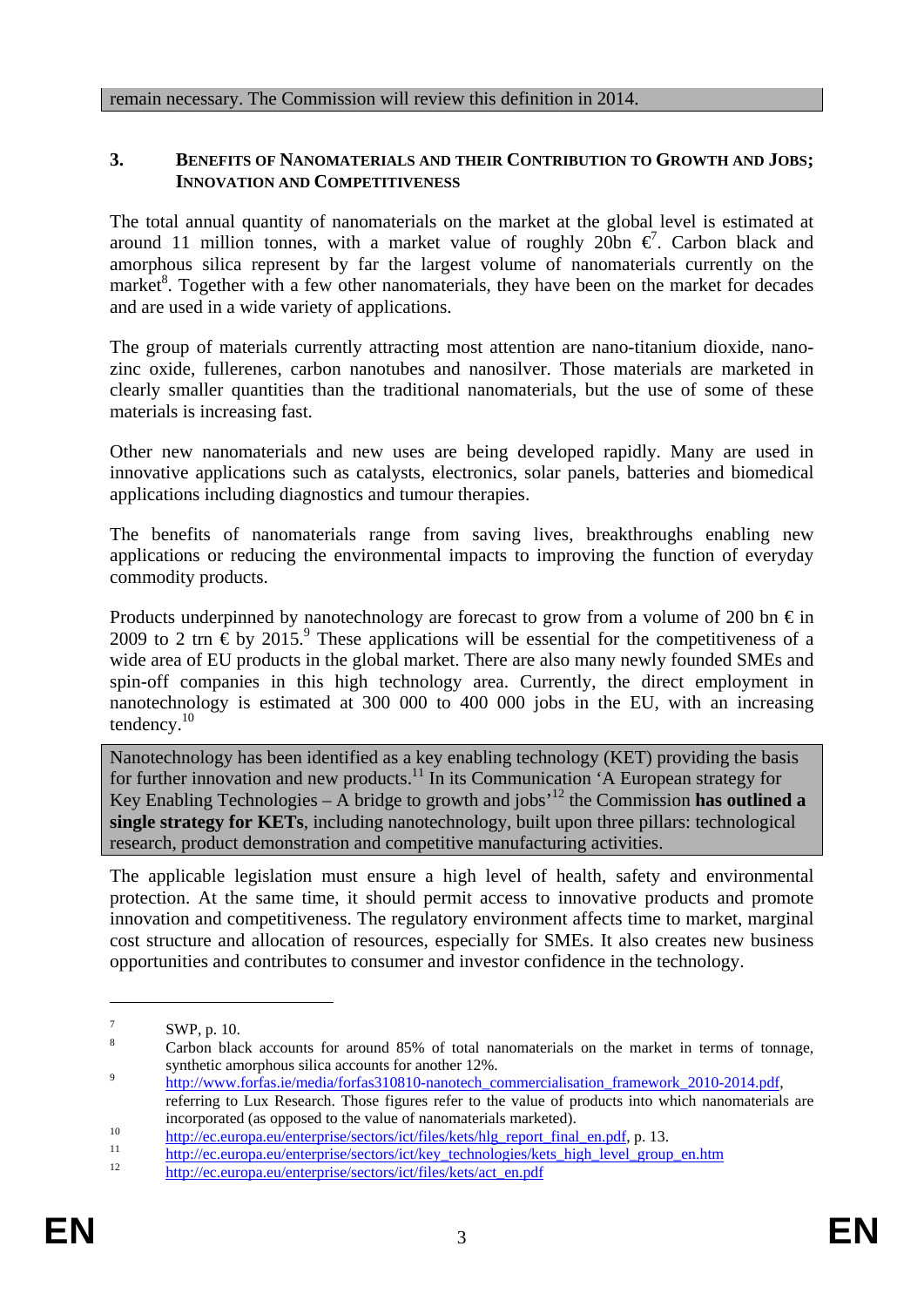remain necessary. The Commission will review this definition in 2014.

## 3. BENEFITS OF NANOMATERIALS AND THEIR CONTRIBUTION TO GROWTH AND JOBS; INNOVATION AND COMPETITIVENESS

The total annual quantity of nanomaterials on the market at the global level is estimated at around 11 million tonnes, with a market value of roughly 20bn €[7]. Carbon black and amorphous silica represent by far the largest volume of nanomaterials currently on the market[8]. Together with a few other nanomaterials, they have been on the market for decades and are used in a wide variety of applications.

The group of materials currently attracting most attention are nano-titanium dioxide, nano-zinc oxide, fullerenes, carbon nanotubes and nanosilver. Those materials are marketed in clearly smaller quantities than the traditional nanomaterials, but the use of some of these materials is increasing fast.

Other new nanomaterials and new uses are being developed rapidly. Many are used in innovative applications such as catalysts, electronics, solar panels, batteries and biomedical applications including diagnostics and tumour therapies.

The benefits of nanomaterials range from saving lives, breakthroughs enabling new applications or reducing the environmental impacts to improving the function of everyday commodity products.

Products underpinned by nanotechnology are forecast to grow from a volume of 200 bn € in 2009 to 2 trn € by 2015.[9] These applications will be essential for the competitiveness of a wide area of EU products in the global market. There are also many newly founded SMEs and spin-off companies in this high technology area. Currently, the direct employment in nanotechnology is estimated at 300 000 to 400 000 jobs in the EU, with an increasing tendency.[10]

Nanotechnology has been identified as a key enabling technology (KET) providing the basis for further innovation and new products.[11] In its Communication 'A European strategy for Key Enabling Technologies – A bridge to growth and jobs'[12] the Commission **has outlined a single strategy for KETs**, including nanotechnology, built upon three pillars: technological research, product demonstration and competitive manufacturing activities.

The applicable legislation must ensure a high level of health, safety and environmental protection. At the same time, it should permit access to innovative products and promote innovation and competitiveness. The regulatory environment affects time to market, marginal cost structure and allocation of resources, especially for SMEs. It also creates new business opportunities and contributes to consumer and investor confidence in the technology.

---

[7] SWP, p. 10.

[8] Carbon black accounts for around 85% of total nanomaterials on the market in terms of tonnage, synthetic amorphous silica accounts for another 12%.

[9] http://www.forfas.ie/media/forfas310810-nanotech_commercialisation_framework_2010-2014.pdf, referring to Lux Research. Those figures refer to the value of products into which nanomaterials are incorporated (as opposed to the value of nanomaterials marketed).

[10] http://ec.europa.eu/enterprise/sectors/ict/files/kets/hlg_report_final_en.pdf, p. 13.

[11] http://ec.europa.eu/enterprise/sectors/ict/key_technologies/kets_high_level_group_en.htm

[12] http://ec.europa.eu/enterprise/sectors/ict/files/kets/act_en.pdf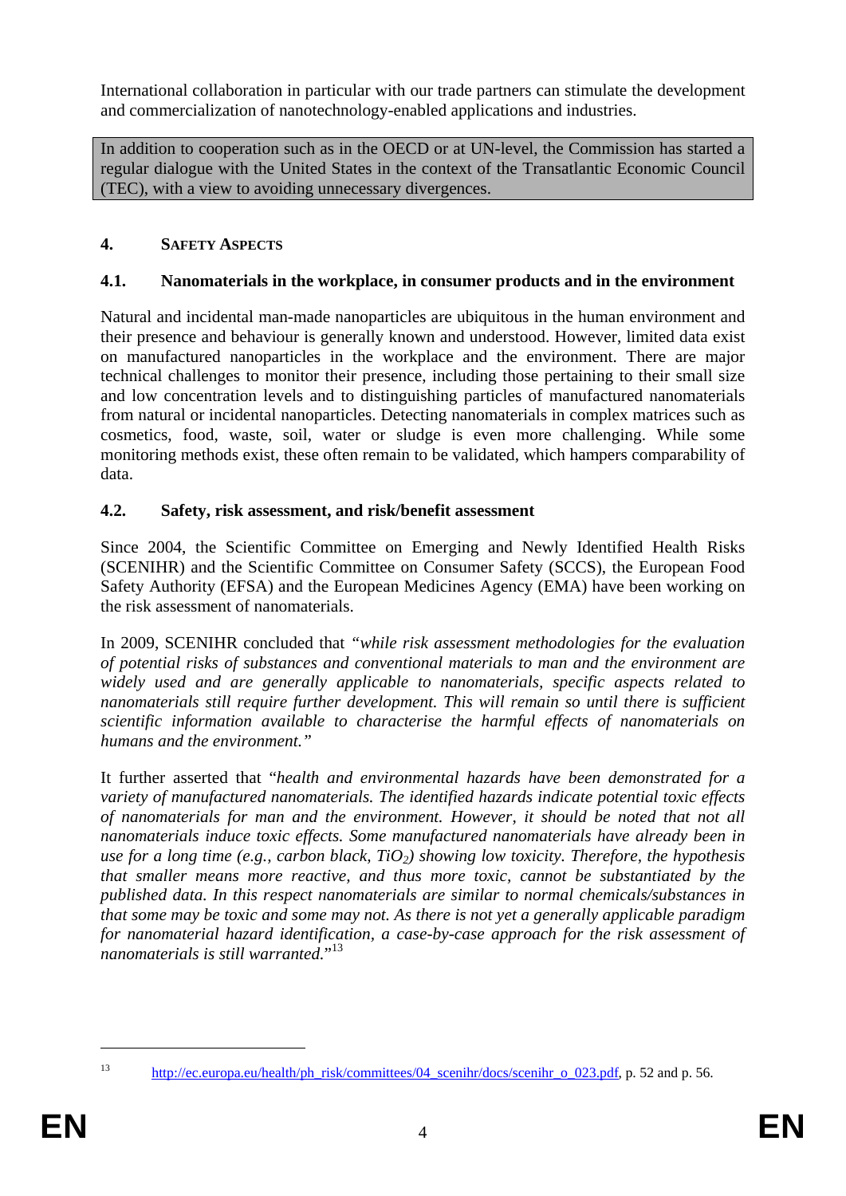International collaboration in particular with our trade partners can stimulate the development and commercialization of nanotechnology-enabled applications and industries.

In addition to cooperation such as in the OECD or at UN-level, the Commission has started a regular dialogue with the United States in the context of the Transatlantic Economic Council (TEC), with a view to avoiding unnecessary divergences.

## 4. SAFETY ASPECTS

### 4.1. Nanomaterials in the workplace, in consumer products and in the environment

Natural and incidental man-made nanoparticles are ubiquitous in the human environment and their presence and behaviour is generally known and understood. However, limited data exist on manufactured nanoparticles in the workplace and the environment. There are major technical challenges to monitor their presence, including those pertaining to their small size and low concentration levels and to distinguishing particles of manufactured nanomaterials from natural or incidental nanoparticles. Detecting nanomaterials in complex matrices such as cosmetics, food, waste, soil, water or sludge is even more challenging. While some monitoring methods exist, these often remain to be validated, which hampers comparability of data.

### 4.2. Safety, risk assessment, and risk/benefit assessment

Since 2004, the Scientific Committee on Emerging and Newly Identified Health Risks (SCENIHR) and the Scientific Committee on Consumer Safety (SCCS), the European Food Safety Authority (EFSA) and the European Medicines Agency (EMA) have been working on the risk assessment of nanomaterials.

In 2009, SCENIHR concluded that *"while risk assessment methodologies for the evaluation of potential risks of substances and conventional materials to man and the environment are widely used and are generally applicable to nanomaterials, specific aspects related to nanomaterials still require further development. This will remain so until there is sufficient scientific information available to characterise the harmful effects of nanomaterials on humans and the environment."*

It further asserted that *"health and environmental hazards have been demonstrated for a variety of manufactured nanomaterials. The identified hazards indicate potential toxic effects of nanomaterials for man and the environment. However, it should be noted that not all nanomaterials induce toxic effects. Some manufactured nanomaterials have already been in use for a long time (e.g., carbon black, $TiO_2$) showing low toxicity. Therefore, the hypothesis that smaller means more reactive, and thus more toxic, cannot be substantiated by the published data. In this respect nanomaterials are similar to normal chemicals/substances in that some may be toxic and some may not. As there is not yet a generally applicable paradigm for nanomaterial hazard identification, a case-by-case approach for the risk assessment of nanomaterials is still warranted."*[13]

---

[13] http://ec.europa.eu/health/ph_risk/committees/04_scenihr/docs/scenihr_o_023.pdf, p. 52 and p. 56.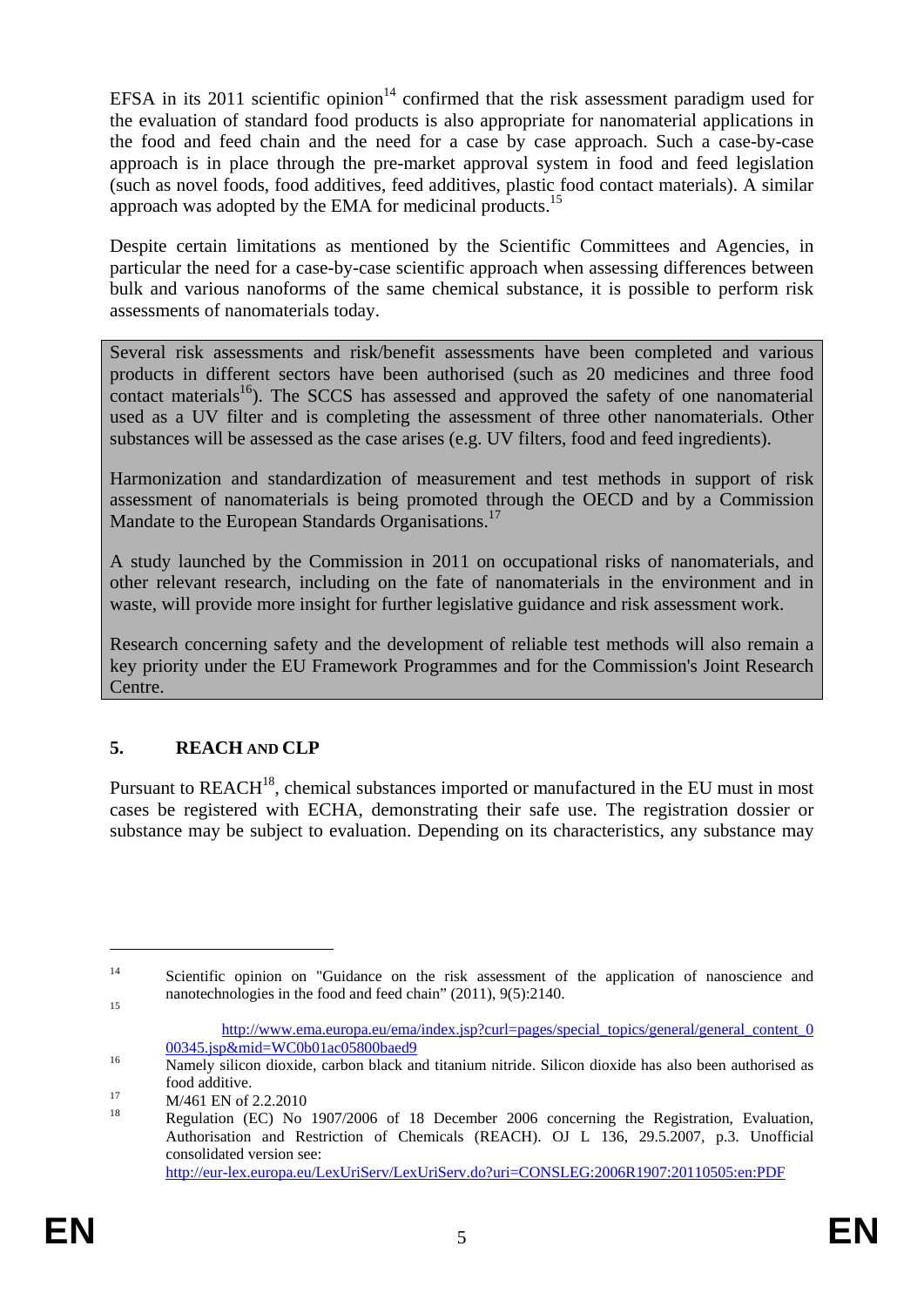EFSA in its 2011 scientific opinion[14] confirmed that the risk assessment paradigm used for the evaluation of standard food products is also appropriate for nanomaterial applications in the food and feed chain and the need for a case by case approach. Such a case-by-case approach is in place through the pre-market approval system in food and feed legislation (such as novel foods, food additives, feed additives, plastic food contact materials). A similar approach was adopted by the EMA for medicinal products.[15]

Despite certain limitations as mentioned by the Scientific Committees and Agencies, in particular the need for a case-by-case scientific approach when assessing differences between bulk and various nanoforms of the same chemical substance, it is possible to perform risk assessments of nanomaterials today.

> Several risk assessments and risk/benefit assessments have been completed and various products in different sectors have been authorised (such as 20 medicines and three food contact materials[16]). The SCCS has assessed and approved the safety of one nanomaterial used as a UV filter and is completing the assessment of three other nanomaterials. Other substances will be assessed as the case arises (e.g. UV filters, food and feed ingredients).
>
> Harmonization and standardization of measurement and test methods in support of risk assessment of nanomaterials is being promoted through the OECD and by a Commission Mandate to the European Standards Organisations.[17]
>
> A study launched by the Commission in 2011 on occupational risks of nanomaterials, and other relevant research, including on the fate of nanomaterials in the environment and in waste, will provide more insight for further legislative guidance and risk assessment work.
>
> Research concerning safety and the development of reliable test methods will also remain a key priority under the EU Framework Programmes and for the Commission's Joint Research Centre.

## 5. REACH AND CLP

Pursuant to REACH[18], chemical substances imported or manufactured in the EU must in most cases be registered with ECHA, demonstrating their safe use. The registration dossier or substance may be subject to evaluation. Depending on its characteristics, any substance may

---

[14] Scientific opinion on "Guidance on the risk assessment of the application of nanoscience and nanotechnologies in the food and feed chain" (2011), 9(5):2140.

[15] http://www.ema.europa.eu/ema/index.jsp?curl=pages/special_topics/general/general_content_000345.jsp&mid=WC0b01ac05800baed9

[16] Namely silicon dioxide, carbon black and titanium nitride. Silicon dioxide has also been authorised as food additive.

[17] M/461 EN of 2.2.2010

[18] Regulation (EC) No 1907/2006 of 18 December 2006 concerning the Registration, Evaluation, Authorisation and Restriction of Chemicals (REACH). OJ L 136, 29.5.2007, p.3. Unofficial consolidated version see: http://eur-lex.europa.eu/LexUriServ/LexUriServ.do?uri=CONSLEG:2006R1907:20110505:en:PDF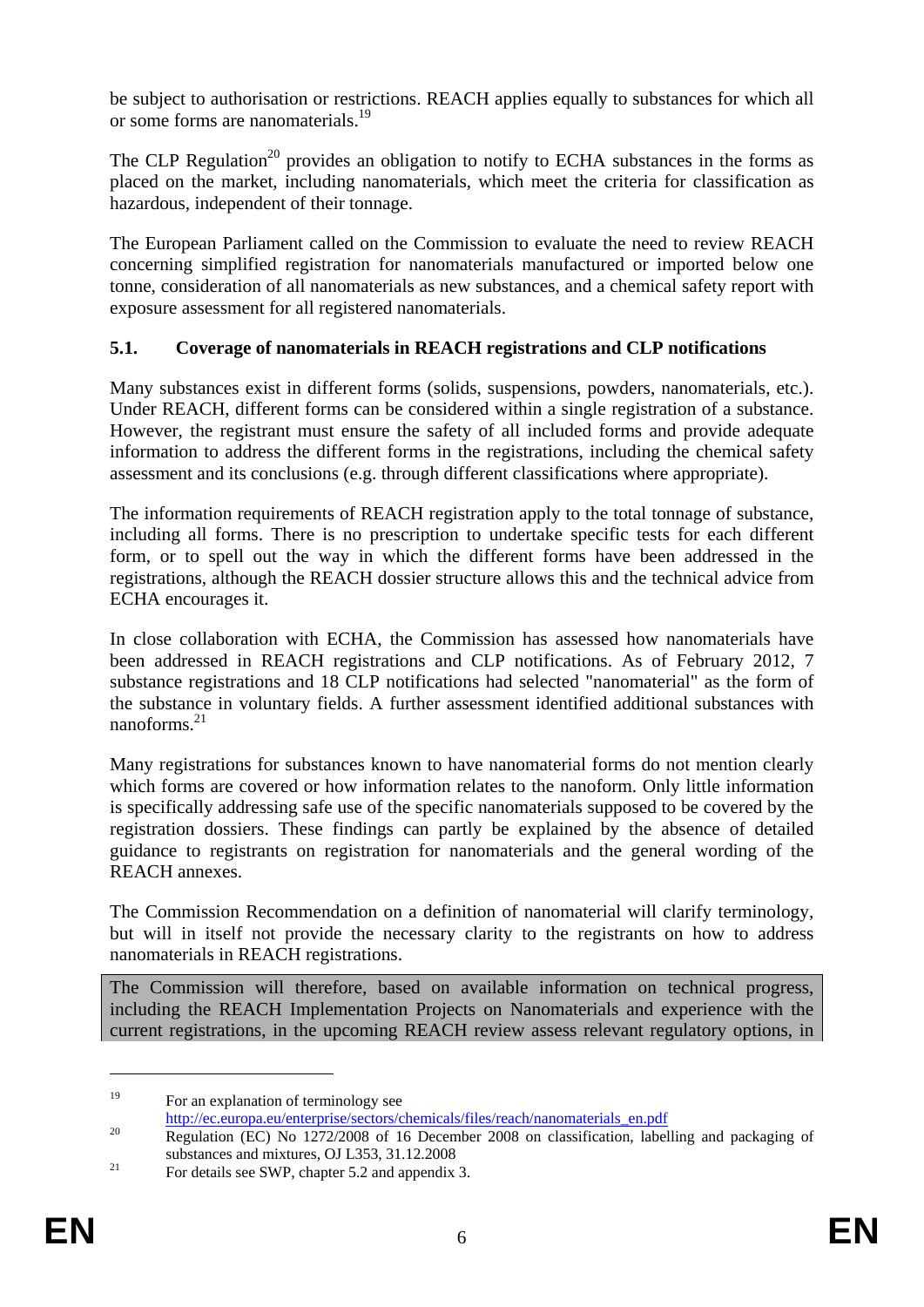be subject to authorisation or restrictions. REACH applies equally to substances for which all or some forms are nanomaterials.[19]

The CLP Regulation[20] provides an obligation to notify to ECHA substances in the forms as placed on the market, including nanomaterials, which meet the criteria for classification as hazardous, independent of their tonnage.

The European Parliament called on the Commission to evaluate the need to review REACH concerning simplified registration for nanomaterials manufactured or imported below one tonne, consideration of all nanomaterials as new substances, and a chemical safety report with exposure assessment for all registered nanomaterials.

## 5.1. Coverage of nanomaterials in REACH registrations and CLP notifications

Many substances exist in different forms (solids, suspensions, powders, nanomaterials, etc.). Under REACH, different forms can be considered within a single registration of a substance. However, the registrant must ensure the safety of all included forms and provide adequate information to address the different forms in the registrations, including the chemical safety assessment and its conclusions (e.g. through different classifications where appropriate).

The information requirements of REACH registration apply to the total tonnage of substance, including all forms. There is no prescription to undertake specific tests for each different form, or to spell out the way in which the different forms have been addressed in the registrations, although the REACH dossier structure allows this and the technical advice from ECHA encourages it.

In close collaboration with ECHA, the Commission has assessed how nanomaterials have been addressed in REACH registrations and CLP notifications. As of February 2012, 7 substance registrations and 18 CLP notifications had selected "nanomaterial" as the form of the substance in voluntary fields. A further assessment identified additional substances with nanoforms.[21]

Many registrations for substances known to have nanomaterial forms do not mention clearly which forms are covered or how information relates to the nanoform. Only little information is specifically addressing safe use of the specific nanomaterials supposed to be covered by the registration dossiers. These findings can partly be explained by the absence of detailed guidance to registrants on registration for nanomaterials and the general wording of the REACH annexes.

The Commission Recommendation on a definition of nanomaterial will clarify terminology, but will in itself not provide the necessary clarity to the registrants on how to address nanomaterials in REACH registrations.

The Commission will therefore, based on available information on technical progress, including the REACH Implementation Projects on Nanomaterials and experience with the current registrations, in the upcoming REACH review assess relevant regulatory options, in

---

[19] For an explanation of terminology see http://ec.europa.eu/enterprise/sectors/chemicals/files/reach/nanomaterials_en.pdf

[20] Regulation (EC) No 1272/2008 of 16 December 2008 on classification, labelling and packaging of substances and mixtures, OJ L353, 31.12.2008

[21] For details see SWP, chapter 5.2 and appendix 3.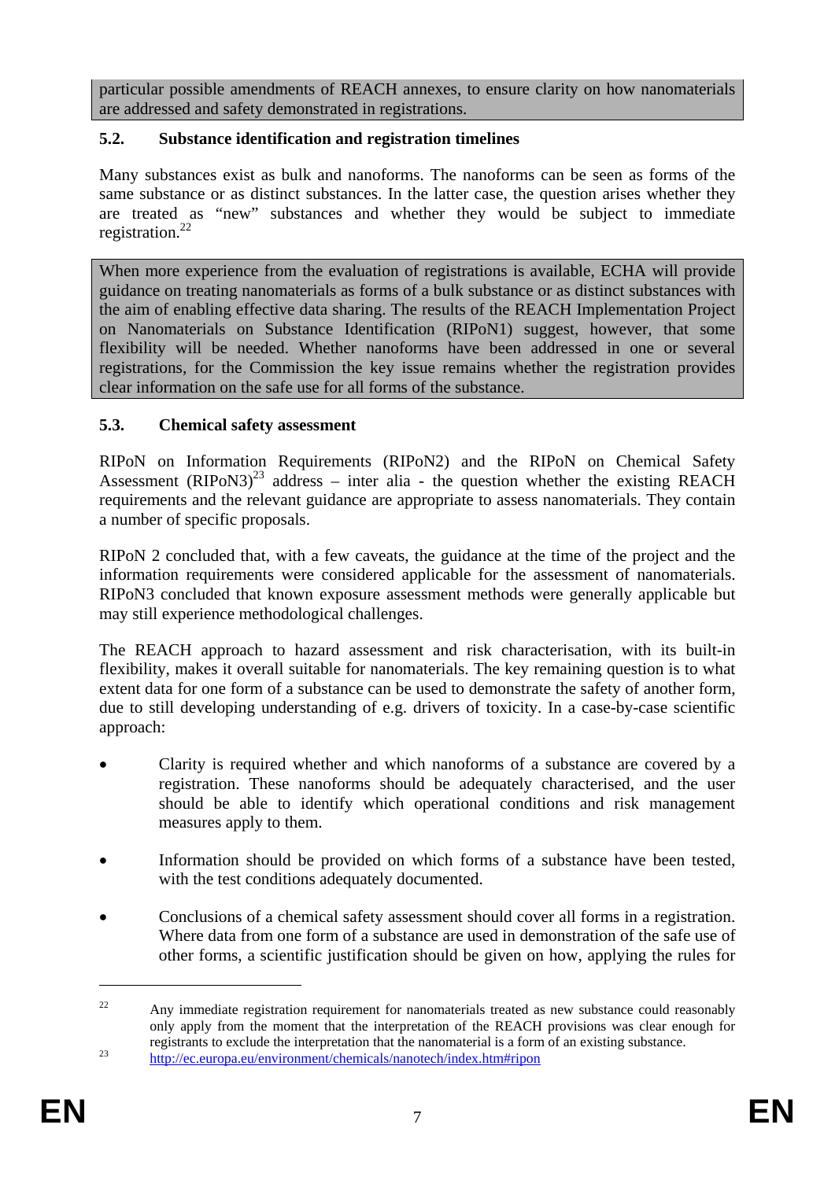particular possible amendments of REACH annexes, to ensure clarity on how nanomaterials are addressed and safety demonstrated in registrations.

### 5.2. Substance identification and registration timelines

Many substances exist as bulk and nanoforms. The nanoforms can be seen as forms of the same substance or as distinct substances. In the latter case, the question arises whether they are treated as "new" substances and whether they would be subject to immediate registration.[22]

When more experience from the evaluation of registrations is available, ECHA will provide guidance on treating nanomaterials as forms of a bulk substance or as distinct substances with the aim of enabling effective data sharing. The results of the REACH Implementation Project on Nanomaterials on Substance Identification (RIPoN1) suggest, however, that some flexibility will be needed. Whether nanoforms have been addressed in one or several registrations, for the Commission the key issue remains whether the registration provides clear information on the safe use for all forms of the substance.

### 5.3. Chemical safety assessment

RIPoN on Information Requirements (RIPoN2) and the RIPoN on Chemical Safety Assessment (RIPoN3)[23] address – inter alia - the question whether the existing REACH requirements and the relevant guidance are appropriate to assess nanomaterials. They contain a number of specific proposals.

RIPoN 2 concluded that, with a few caveats, the guidance at the time of the project and the information requirements were considered applicable for the assessment of nanomaterials. RIPoN3 concluded that known exposure assessment methods were generally applicable but may still experience methodological challenges.

The REACH approach to hazard assessment and risk characterisation, with its built-in flexibility, makes it overall suitable for nanomaterials. The key remaining question is to what extent data for one form of a substance can be used to demonstrate the safety of another form, due to still developing understanding of e.g. drivers of toxicity. In a case-by-case scientific approach:

- Clarity is required whether and which nanoforms of a substance are covered by a registration. These nanoforms should be adequately characterised, and the user should be able to identify which operational conditions and risk management measures apply to them.
- Information should be provided on which forms of a substance have been tested, with the test conditions adequately documented.
- Conclusions of a chemical safety assessment should cover all forms in a registration. Where data from one form of a substance are used in demonstration of the safe use of other forms, a scientific justification should be given on how, applying the rules for

---

[22] Any immediate registration requirement for nanomaterials treated as new substance could reasonably only apply from the moment that the interpretation of the REACH provisions was clear enough for registrants to exclude the interpretation that the nanomaterial is a form of an existing substance.

[23] http://ec.europa.eu/environment/chemicals/nanotech/index.htm#ripon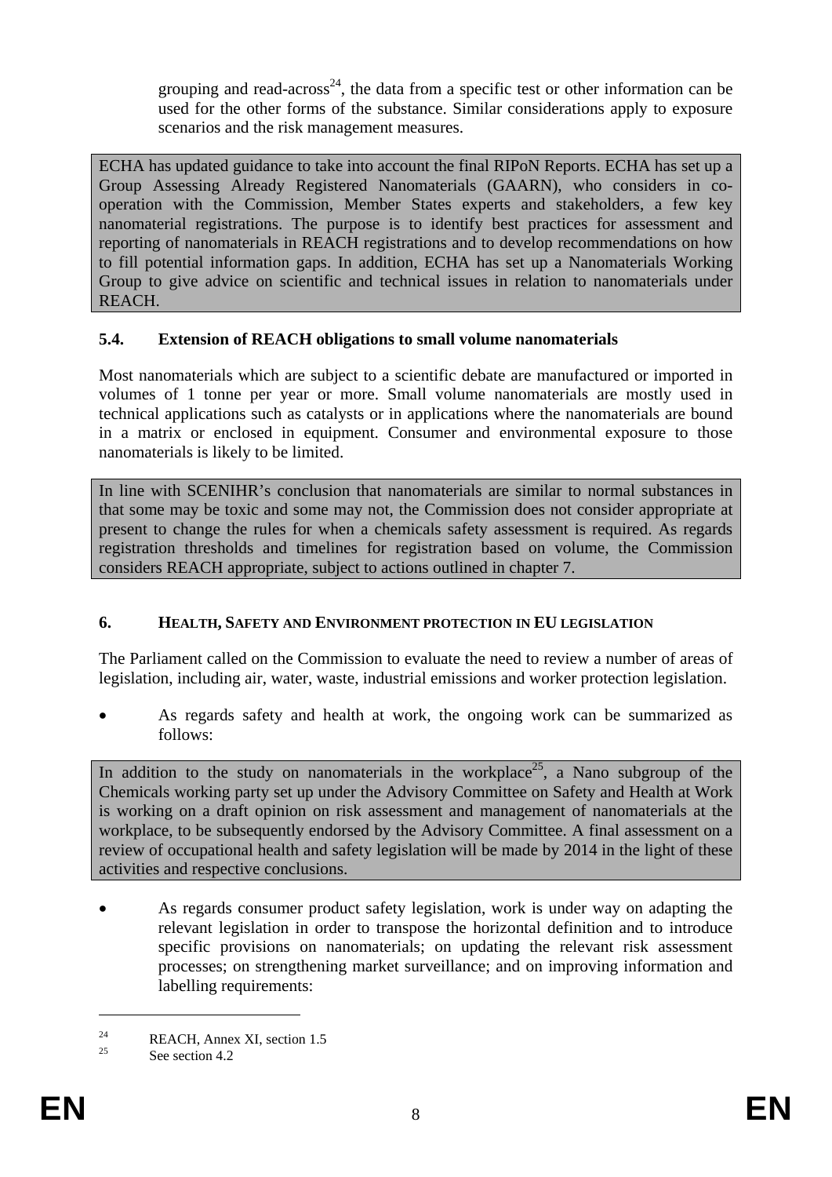grouping and read-across[24], the data from a specific test or other information can be used for the other forms of the substance. Similar considerations apply to exposure scenarios and the risk management measures.

ECHA has updated guidance to take into account the final RIPoN Reports. ECHA has set up a Group Assessing Already Registered Nanomaterials (GAARN), who considers in co-operation with the Commission, Member States experts and stakeholders, a few key nanomaterial registrations. The purpose is to identify best practices for assessment and reporting of nanomaterials in REACH registrations and to develop recommendations on how to fill potential information gaps. In addition, ECHA has set up a Nanomaterials Working Group to give advice on scientific and technical issues in relation to nanomaterials under REACH.

### 5.4. Extension of REACH obligations to small volume nanomaterials

Most nanomaterials which are subject to a scientific debate are manufactured or imported in volumes of 1 tonne per year or more. Small volume nanomaterials are mostly used in technical applications such as catalysts or in applications where the nanomaterials are bound in a matrix or enclosed in equipment. Consumer and environmental exposure to those nanomaterials is likely to be limited.

In line with SCENIHR's conclusion that nanomaterials are similar to normal substances in that some may be toxic and some may not, the Commission does not consider appropriate at present to change the rules for when a chemicals safety assessment is required. As regards registration thresholds and timelines for registration based on volume, the Commission considers REACH appropriate, subject to actions outlined in chapter 7.

## 6. HEALTH, SAFETY AND ENVIRONMENT PROTECTION IN EU LEGISLATION

The Parliament called on the Commission to evaluate the need to review a number of areas of legislation, including air, water, waste, industrial emissions and worker protection legislation.

- As regards safety and health at work, the ongoing work can be summarized as follows:

In addition to the study on nanomaterials in the workplace[25], a Nano subgroup of the Chemicals working party set up under the Advisory Committee on Safety and Health at Work is working on a draft opinion on risk assessment and management of nanomaterials at the workplace, to be subsequently endorsed by the Advisory Committee. A final assessment on a review of occupational health and safety legislation will be made by 2014 in the light of these activities and respective conclusions.

- As regards consumer product safety legislation, work is under way on adapting the relevant legislation in order to transpose the horizontal definition and to introduce specific provisions on nanomaterials; on updating the relevant risk assessment processes; on strengthening market surveillance; and on improving information and labelling requirements:

[24] REACH, Annex XI, section 1.5

[25] See section 4.2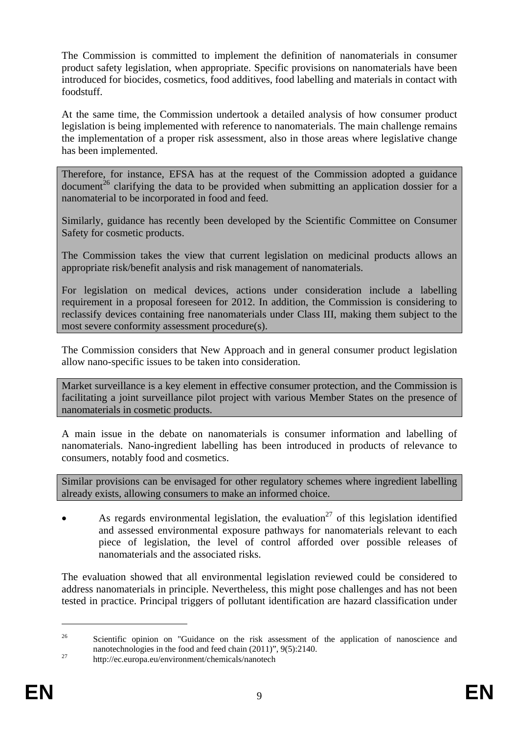The Commission is committed to implement the definition of nanomaterials in consumer product safety legislation, when appropriate. Specific provisions on nanomaterials have been introduced for biocides, cosmetics, food additives, food labelling and materials in contact with foodstuff.

At the same time, the Commission undertook a detailed analysis of how consumer product legislation is being implemented with reference to nanomaterials. The main challenge remains the implementation of a proper risk assessment, also in those areas where legislative change has been implemented.

Therefore, for instance, EFSA has at the request of the Commission adopted a guidance document[26] clarifying the data to be provided when submitting an application dossier for a nanomaterial to be incorporated in food and feed.

Similarly, guidance has recently been developed by the Scientific Committee on Consumer Safety for cosmetic products.

The Commission takes the view that current legislation on medicinal products allows an appropriate risk/benefit analysis and risk management of nanomaterials.

For legislation on medical devices, actions under consideration include a labelling requirement in a proposal foreseen for 2012. In addition, the Commission is considering to reclassify devices containing free nanomaterials under Class III, making them subject to the most severe conformity assessment procedure(s).

The Commission considers that New Approach and in general consumer product legislation allow nano-specific issues to be taken into consideration.

Market surveillance is a key element in effective consumer protection, and the Commission is facilitating a joint surveillance pilot project with various Member States on the presence of nanomaterials in cosmetic products.

A main issue in the debate on nanomaterials is consumer information and labelling of nanomaterials. Nano-ingredient labelling has been introduced in products of relevance to consumers, notably food and cosmetics.

Similar provisions can be envisaged for other regulatory schemes where ingredient labelling already exists, allowing consumers to make an informed choice.

- As regards environmental legislation, the evaluation[27] of this legislation identified and assessed environmental exposure pathways for nanomaterials relevant to each piece of legislation, the level of control afforded over possible releases of nanomaterials and the associated risks.

The evaluation showed that all environmental legislation reviewed could be considered to address nanomaterials in principle. Nevertheless, this might pose challenges and has not been tested in practice. Principal triggers of pollutant identification are hazard classification under

---

[26] Scientific opinion on "Guidance on the risk assessment of the application of nanoscience and nanotechnologies in the food and feed chain (2011)", 9(5):2140.

[27] http://ec.europa.eu/environment/chemicals/nanotech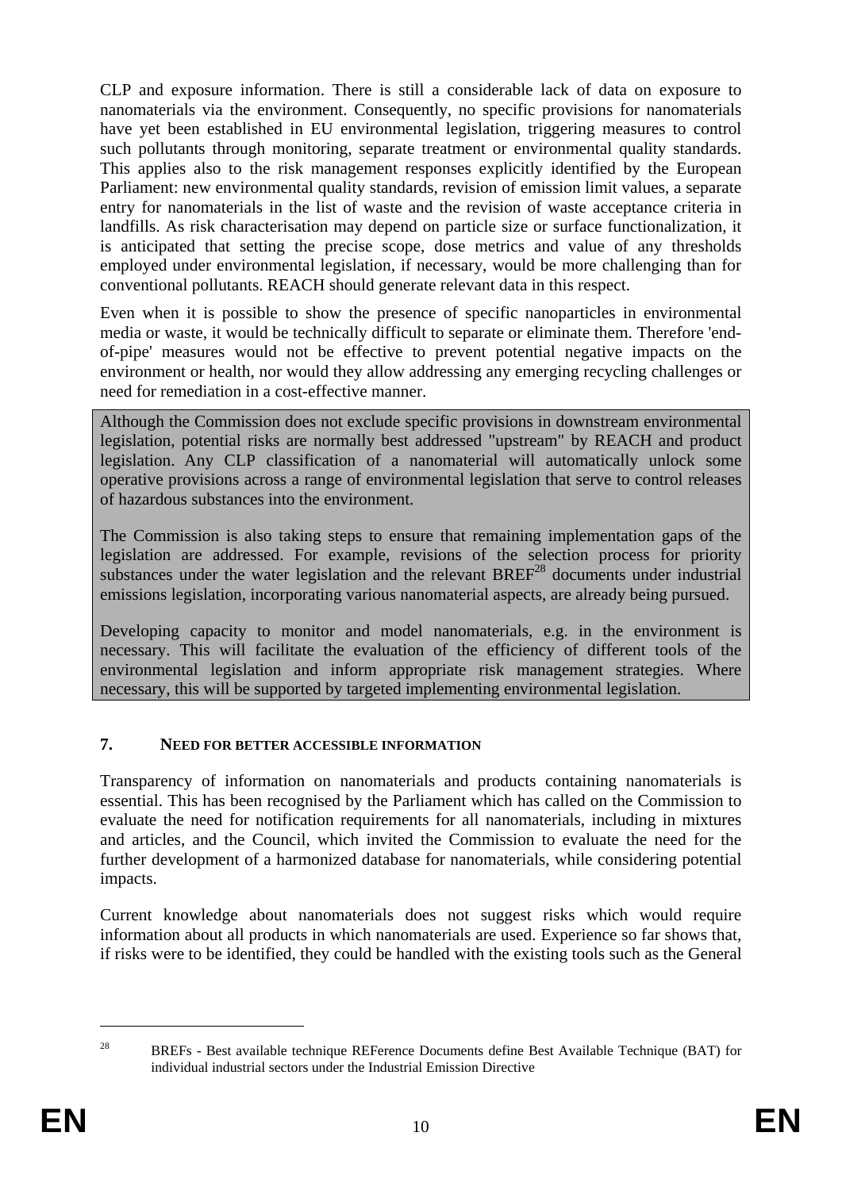CLP and exposure information. There is still a considerable lack of data on exposure to nanomaterials via the environment. Consequently, no specific provisions for nanomaterials have yet been established in EU environmental legislation, triggering measures to control such pollutants through monitoring, separate treatment or environmental quality standards. This applies also to the risk management responses explicitly identified by the European Parliament: new environmental quality standards, revision of emission limit values, a separate entry for nanomaterials in the list of waste and the revision of waste acceptance criteria in landfills. As risk characterisation may depend on particle size or surface functionalization, it is anticipated that setting the precise scope, dose metrics and value of any thresholds employed under environmental legislation, if necessary, would be more challenging than for conventional pollutants. REACH should generate relevant data in this respect.

Even when it is possible to show the presence of specific nanoparticles in environmental media or waste, it would be technically difficult to separate or eliminate them. Therefore 'end-of-pipe' measures would not be effective to prevent potential negative impacts on the environment or health, nor would they allow addressing any emerging recycling challenges or need for remediation in a cost-effective manner.

Although the Commission does not exclude specific provisions in downstream environmental legislation, potential risks are normally best addressed "upstream" by REACH and product legislation. Any CLP classification of a nanomaterial will automatically unlock some operative provisions across a range of environmental legislation that serve to control releases of hazardous substances into the environment.

The Commission is also taking steps to ensure that remaining implementation gaps of the legislation are addressed. For example, revisions of the selection process for priority substances under the water legislation and the relevant BREF[28] documents under industrial emissions legislation, incorporating various nanomaterial aspects, are already being pursued.

Developing capacity to monitor and model nanomaterials, e.g. in the environment is necessary. This will facilitate the evaluation of the efficiency of different tools of the environmental legislation and inform appropriate risk management strategies. Where necessary, this will be supported by targeted implementing environmental legislation.

## 7. NEED FOR BETTER ACCESSIBLE INFORMATION

Transparency of information on nanomaterials and products containing nanomaterials is essential. This has been recognised by the Parliament which has called on the Commission to evaluate the need for notification requirements for all nanomaterials, including in mixtures and articles, and the Council, which invited the Commission to evaluate the need for the further development of a harmonized database for nanomaterials, while considering potential impacts.

Current knowledge about nanomaterials does not suggest risks which would require information about all products in which nanomaterials are used. Experience so far shows that, if risks were to be identified, they could be handled with the existing tools such as the General

[28] BREFs - Best available technique REFerence Documents define Best Available Technique (BAT) for individual industrial sectors under the Industrial Emission Directive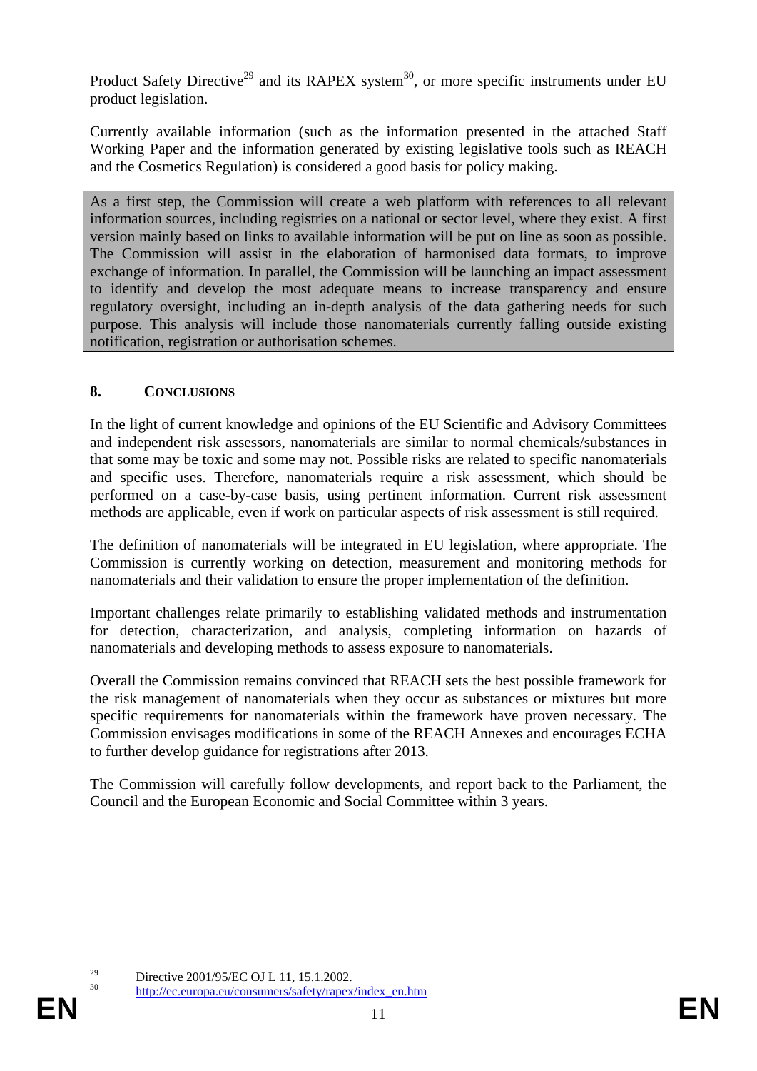Product Safety Directive[29] and its RAPEX system[30], or more specific instruments under EU product legislation.

Currently available information (such as the information presented in the attached Staff Working Paper and the information generated by existing legislative tools such as REACH and the Cosmetics Regulation) is considered a good basis for policy making.

> As a first step, the Commission will create a web platform with references to all relevant information sources, including registries on a national or sector level, where they exist. A first version mainly based on links to available information will be put on line as soon as possible. The Commission will assist in the elaboration of harmonised data formats, to improve exchange of information. In parallel, the Commission will be launching an impact assessment to identify and develop the most adequate means to increase transparency and ensure regulatory oversight, including an in-depth analysis of the data gathering needs for such purpose. This analysis will include those nanomaterials currently falling outside existing notification, registration or authorisation schemes.

## 8. CONCLUSIONS

In the light of current knowledge and opinions of the EU Scientific and Advisory Committees and independent risk assessors, nanomaterials are similar to normal chemicals/substances in that some may be toxic and some may not. Possible risks are related to specific nanomaterials and specific uses. Therefore, nanomaterials require a risk assessment, which should be performed on a case-by-case basis, using pertinent information. Current risk assessment methods are applicable, even if work on particular aspects of risk assessment is still required.

The definition of nanomaterials will be integrated in EU legislation, where appropriate. The Commission is currently working on detection, measurement and monitoring methods for nanomaterials and their validation to ensure the proper implementation of the definition.

Important challenges relate primarily to establishing validated methods and instrumentation for detection, characterization, and analysis, completing information on hazards of nanomaterials and developing methods to assess exposure to nanomaterials.

Overall the Commission remains convinced that REACH sets the best possible framework for the risk management of nanomaterials when they occur as substances or mixtures but more specific requirements for nanomaterials within the framework have proven necessary. The Commission envisages modifications in some of the REACH Annexes and encourages ECHA to further develop guidance for registrations after 2013.

The Commission will carefully follow developments, and report back to the Parliament, the Council and the European Economic and Social Committee within 3 years.

---

[29] Directive 2001/95/EC OJ L 11, 15.1.2002.

[30] http://ec.europa.eu/consumers/safety/rapex/index_en.htm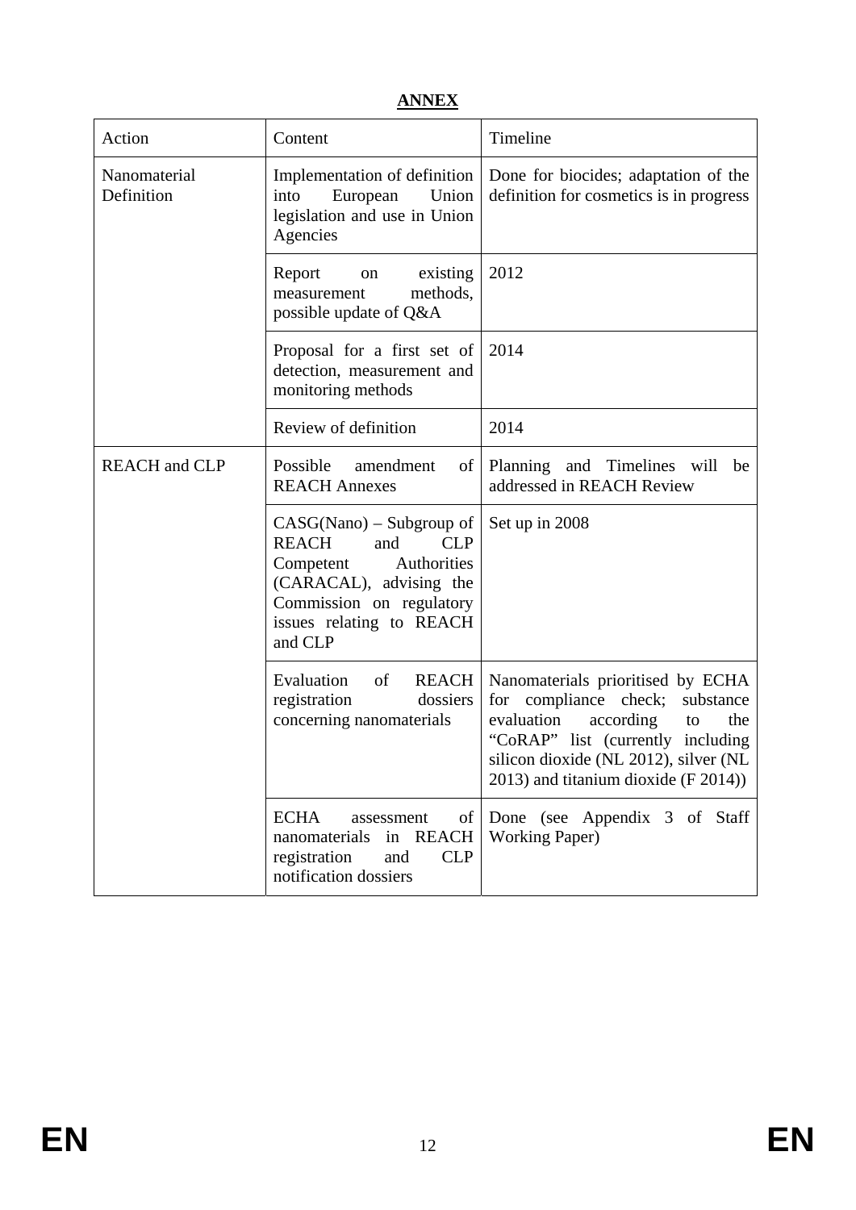**ANNEX**

| Action | Content | Timeline |
|---|---|---|
| Nanomaterial Definition | Implementation of definition into European Union legislation and use in Union Agencies | Done for biocides; adaptation of the definition for cosmetics is in progress |
| | Report on existing measurement methods, possible update of Q&A | 2012 |
| | Proposal for a first set of detection, measurement and monitoring methods | 2014 |
| | Review of definition | 2014 |
| REACH and CLP | Possible amendment of REACH Annexes | Planning and Timelines will be addressed in REACH Review |
| | CASG(Nano) – Subgroup of REACH and CLP Competent Authorities (CARACAL), advising the Commission on regulatory issues relating to REACH and CLP | Set up in 2008 |
| | Evaluation of REACH registration dossiers concerning nanomaterials | Nanomaterials prioritised by ECHA for compliance check; substance evaluation according to the "CoRAP" list (currently including silicon dioxide (NL 2012), silver (NL 2013) and titanium dioxide (F 2014)) |
| | ECHA assessment of nanomaterials in REACH registration and CLP notification dossiers | Done (see Appendix 3 of Staff Working Paper) |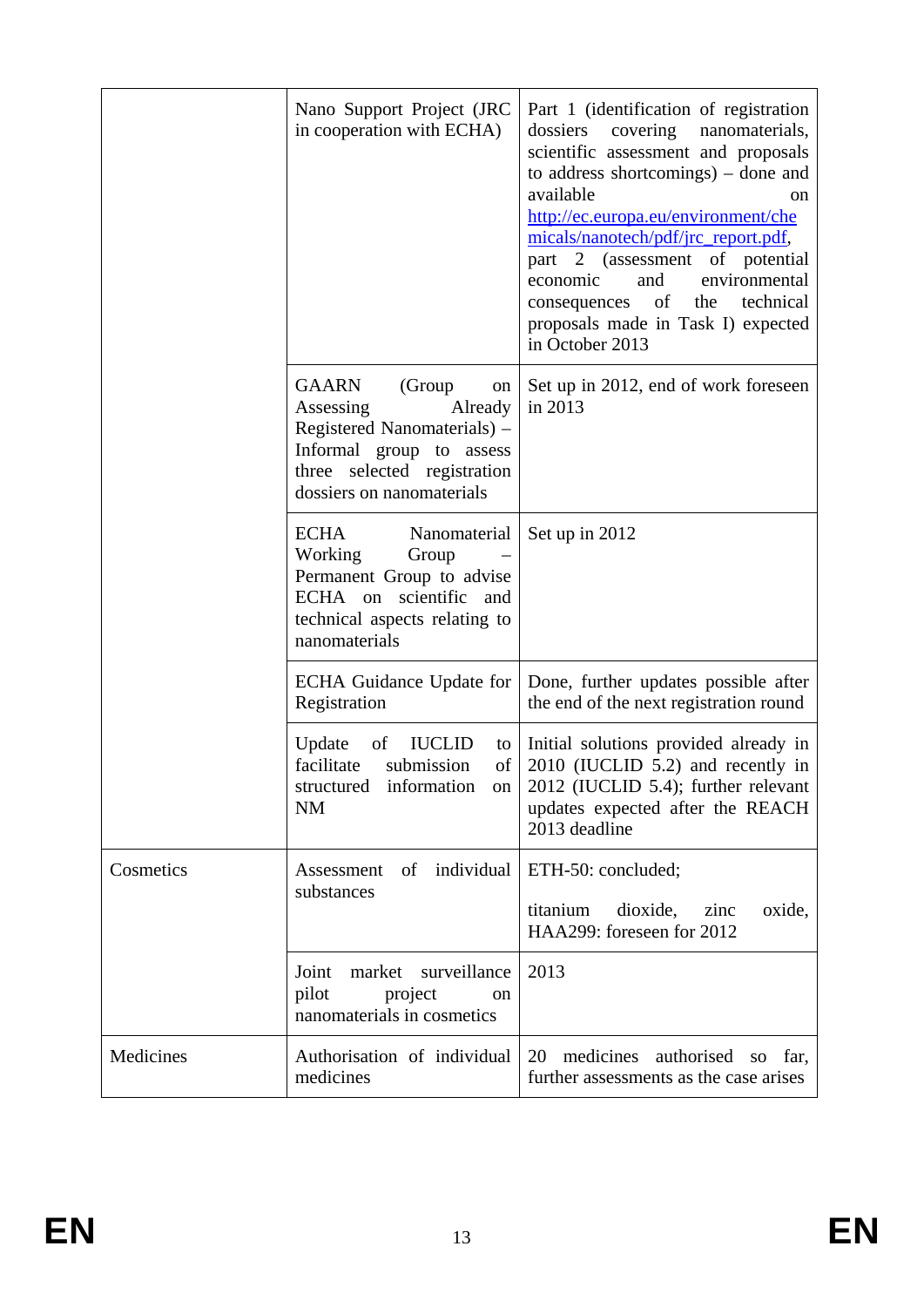| | | |
|---|---|---|
| | Nano Support Project (JRC in cooperation with ECHA) | Part 1 (identification of registration dossiers covering nanomaterials, scientific assessment and proposals to address shortcomings) – done and available on http://ec.europa.eu/environment/chemicals/nanotech/pdf/jrc_report.pdf, part 2 (assessment of potential economic and environmental consequences of the technical proposals made in Task I) expected in October 2013 |
| | GAARN (Group on Assessing Already Registered Nanomaterials) – Informal group to assess three selected registration dossiers on nanomaterials | Set up in 2012, end of work foreseen in 2013 |
| | ECHA Nanomaterial Working Group – Permanent Group to advise ECHA on scientific and technical aspects relating to nanomaterials | Set up in 2012 |
| | ECHA Guidance Update for Registration | Done, further updates possible after the end of the next registration round |
| | Update of IUCLID to facilitate submission of structured information on NM | Initial solutions provided already in 2010 (IUCLID 5.2) and recently in 2012 (IUCLID 5.4); further relevant updates expected after the REACH 2013 deadline |
| Cosmetics | Assessment of individual substances | ETH-50: concluded;<br><br>titanium dioxide, zinc oxide, HAA299: foreseen for 2012 |
| | Joint market surveillance pilot project on nanomaterials in cosmetics | 2013 |
| Medicines | Authorisation of individual medicines | 20 medicines authorised so far, further assessments as the case arises |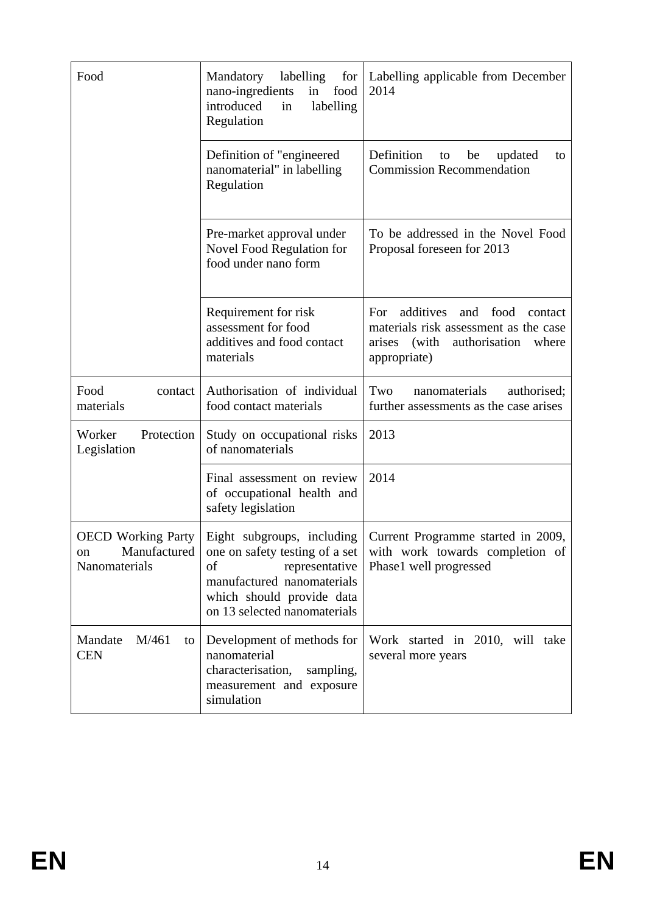| | | |
|---|---|---|
| Food | Mandatory labelling for nano-ingredients in food introduced in labelling Regulation | Labelling applicable from December 2014 |
| | Definition of "engineered nanomaterial" in labelling Regulation | Definition to be updated to Commission Recommendation |
| | Pre-market approval under Novel Food Regulation for food under nano form | To be addressed in the Novel Food Proposal foreseen for 2013 |
| | Requirement for risk assessment for food additives and food contact materials | For additives and food contact materials risk assessment as the case arises (with authorisation where appropriate) |
| Food contact materials | Authorisation of individual food contact materials | Two nanomaterials authorised; further assessments as the case arises |
| Worker Protection Legislation | Study on occupational risks of nanomaterials | 2013 |
| | Final assessment on review of occupational health and safety legislation | 2014 |
| OECD Working Party on Manufactured Nanomaterials | Eight subgroups, including one on safety testing of a set of representative manufactured nanomaterials which should provide data on 13 selected nanomaterials | Current Programme started in 2009, with work towards completion of Phase1 well progressed |
| Mandate M/461 to CEN | Development of methods for nanomaterial characterisation, sampling, measurement and exposure simulation | Work started in 2010, will take several more years |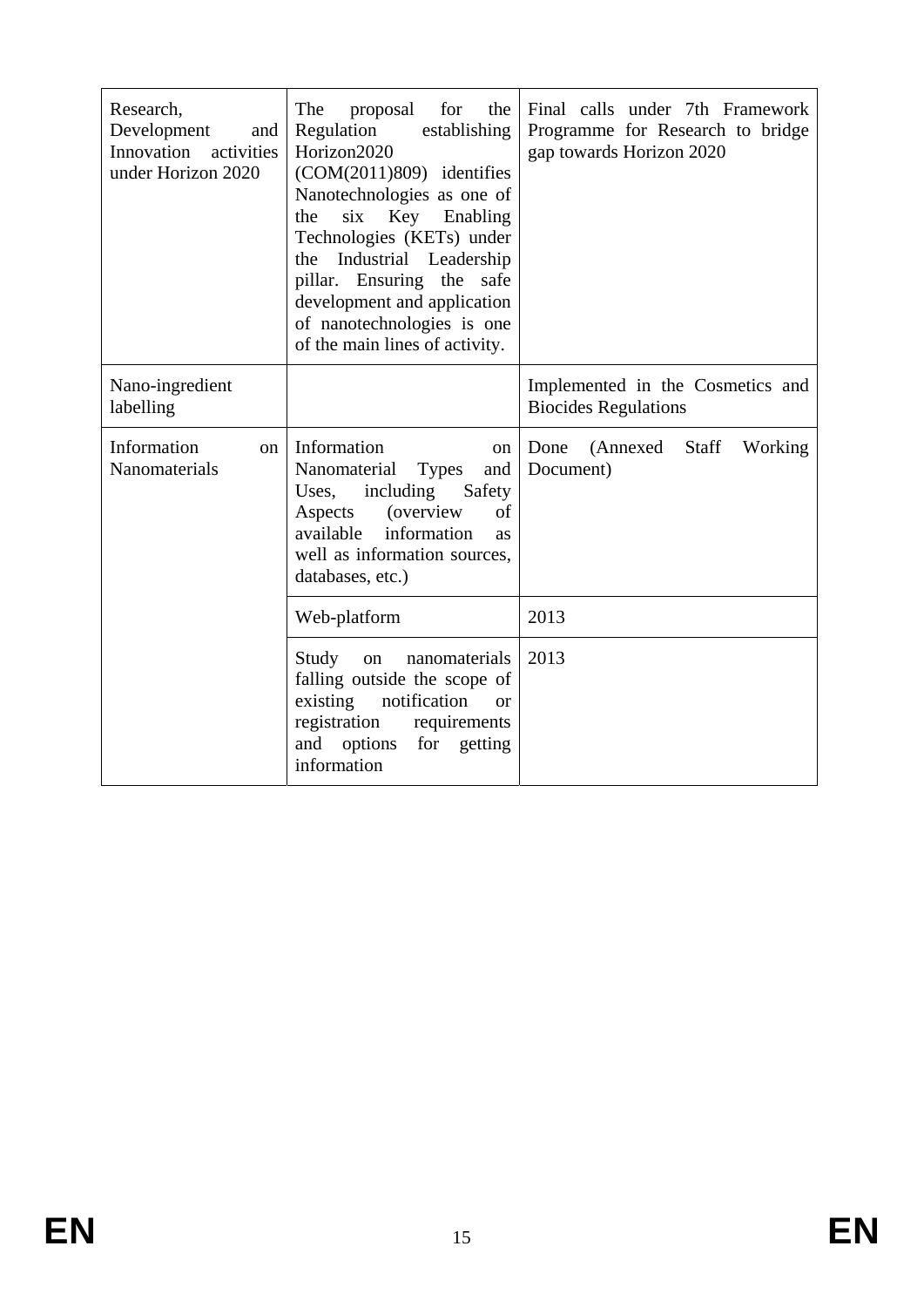| | | |
|---|---|---|
| Research, Development and Innovation activities under Horizon 2020 | The proposal for the Regulation establishing Horizon2020 (COM(2011)809) identifies Nanotechnologies as one of the six Key Enabling Technologies (KETs) under the Industrial Leadership pillar. Ensuring the safe development and application of nanotechnologies is one of the main lines of activity. | Final calls under 7th Framework Programme for Research to bridge gap towards Horizon 2020 |
| Nano-ingredient labelling | | Implemented in the Cosmetics and Biocides Regulations |
| Information on Nanomaterials | Information on Nanomaterial Types and Uses, including Safety Aspects (overview of available information as well as information sources, databases, etc.) | Done (Annexed Staff Working Document) |
| | Web-platform | 2013 |
| | Study on nanomaterials falling outside the scope of existing notification or registration requirements and options for getting information | 2013 |